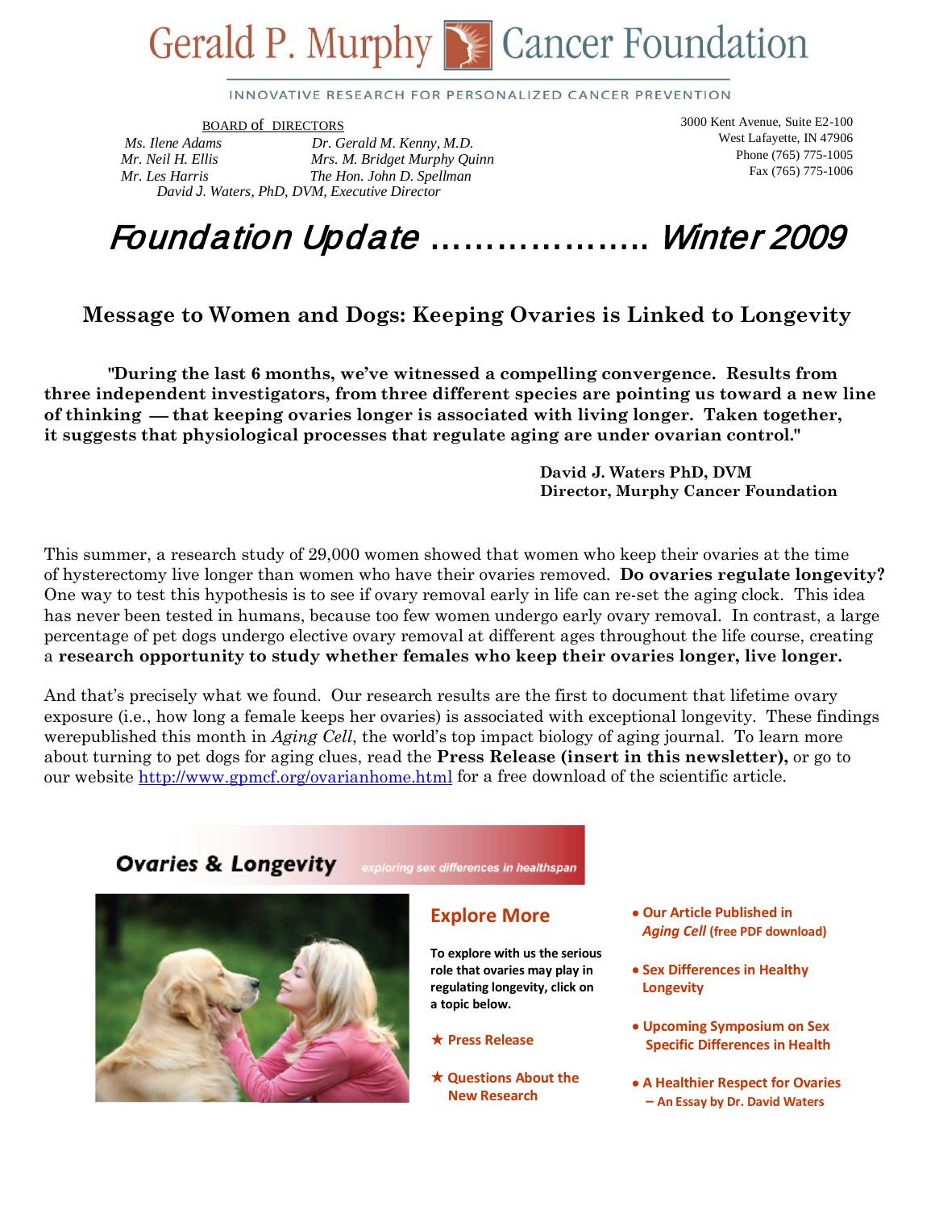# Gerald P. Murphy Cancer Foundation

INNOVATIVE RESEARCH FOR PERSONALIZED CANCER PREVENTION

BOARD of DIRECTORS

*Ms. Ilene Adams* — *Dr. Gerald M. Kenny, M.D.*
*Mr. Neil H. Ellis* — *Mrs. M. Bridget Murphy Quinn*
*Mr. Les Harris* — *The Hon. John D. Spellman*
*David J. Waters, PhD, DVM, Executive Director*

3000 Kent Avenue, Suite E2-100
West Lafayette, IN 47906
Phone (765) 775-1005
Fax (765) 775-1006

# *Foundation Update ………………. Winter 2009*

## Message to Women and Dogs: Keeping Ovaries is Linked to Longevity

**"During the last 6 months, we've witnessed a compelling convergence. Results from three independent investigators, from three different species are pointing us toward a new line of thinking — that keeping ovaries longer is associated with living longer. Taken together, it suggests that physiological processes that regulate aging are under ovarian control."**

**David J. Waters PhD, DVM**
**Director, Murphy Cancer Foundation**

This summer, a research study of 29,000 women showed that women who keep their ovaries at the time of hysterectomy live longer than women who have their ovaries removed. **Do ovaries regulate longevity?** One way to test this hypothesis is to see if ovary removal early in life can re-set the aging clock. This idea has never been tested in humans, because too few women undergo early ovary removal. In contrast, a large percentage of pet dogs undergo elective ovary removal at different ages throughout the life course, creating a **research opportunity to study whether females who keep their ovaries longer, live longer.**

And that's precisely what we found. Our research results are the first to document that lifetime ovary exposure (i.e., how long a female keeps her ovaries) is associated with exceptional longevity. These findings werepublished this month in *Aging Cell*, the world's top impact biology of aging journal. To learn more about turning to pet dogs for aging clues, read the **Press Release (insert in this newsletter),** or go to our website http://www.gpmcf.org/ovarianhome.html for a free download of the scientific article.

**Ovaries & Longevity** *exploring sex differences in healthspan*

### Explore More

**To explore with us the serious role that ovaries may play in regulating longevity, click on a topic below.**

- ★ **Press Release**
- ★ **Questions About the New Research**
- **Our Article Published in *Aging Cell* (free PDF download)**
- **Sex Differences in Healthy Longevity**
- **Upcoming Symposium on Sex Specific Differences in Health**
- **A Healthier Respect for Ovaries – An Essay by Dr. David Waters**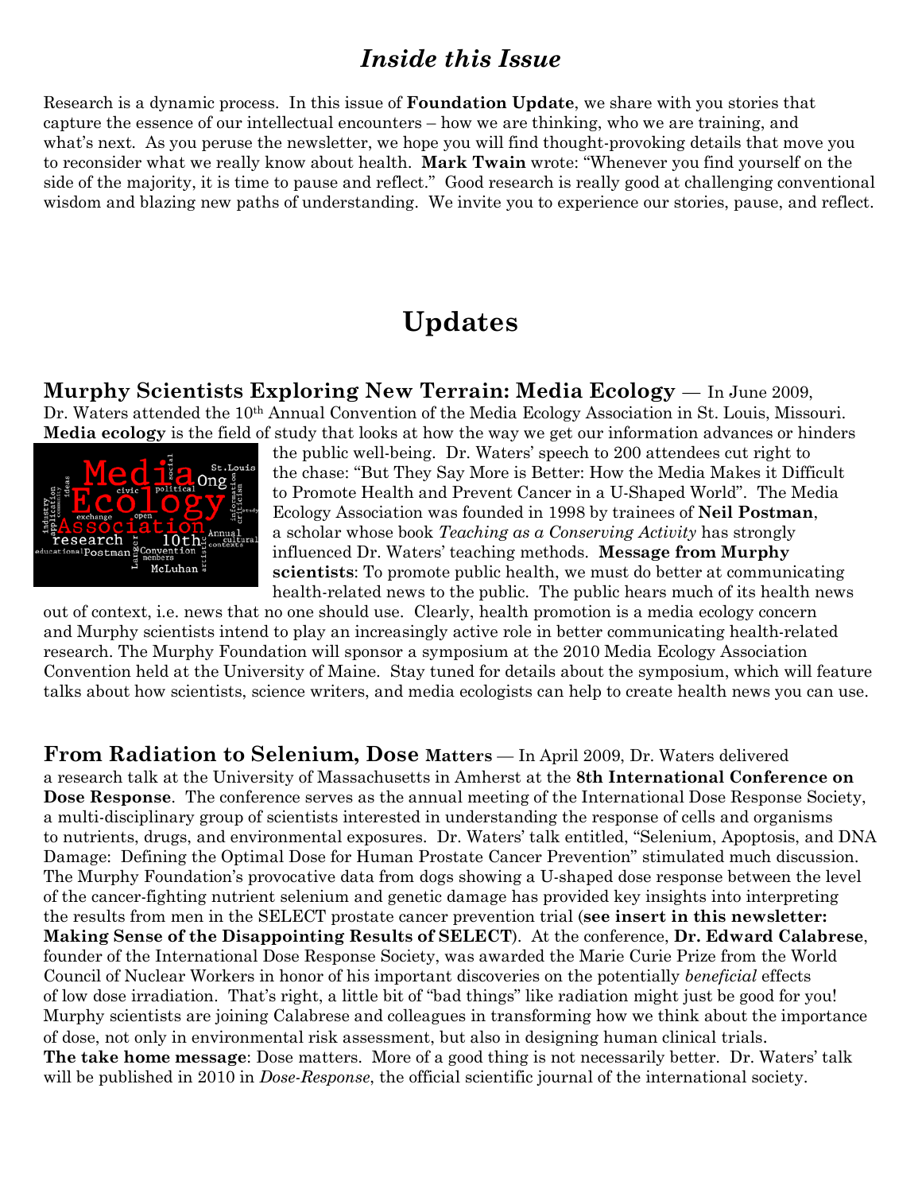## *Inside this Issue*

Research is a dynamic process. In this issue of **Foundation Update**, we share with you stories that capture the essence of our intellectual encounters – how we are thinking, who we are training, and what's next. As you peruse the newsletter, we hope you will find thought-provoking details that move you to reconsider what we really know about health. **Mark Twain** wrote: "Whenever you find yourself on the side of the majority, it is time to pause and reflect." Good research is really good at challenging conventional wisdom and blazing new paths of understanding. We invite you to experience our stories, pause, and reflect.

# Updates

**Murphy Scientists Exploring New Terrain: Media Ecology** — In June 2009, Dr. Waters attended the 10th Annual Convention of the Media Ecology Association in St. Louis, Missouri. **Media ecology** is the field of study that looks at how the way we get our information advances or hinders the public well-being. Dr. Waters' speech to 200 attendees cut right to the chase: "But They Say More is Better: How the Media Makes it Difficult to Promote Health and Prevent Cancer in a U-Shaped World". The Media Ecology Association was founded in 1998 by trainees of **Neil Postman**, a scholar whose book *Teaching as a Conserving Activity* has strongly influenced Dr. Waters' teaching methods. **Message from Murphy scientists**: To promote public health, we must do better at communicating health-related news to the public. The public hears much of its health news out of context, i.e. news that no one should use. Clearly, health promotion is a media ecology concern and Murphy scientists intend to play an increasingly active role in better communicating health-related research. The Murphy Foundation will sponsor a symposium at the 2010 Media Ecology Association Convention held at the University of Maine. Stay tuned for details about the symposium, which will feature talks about how scientists, science writers, and media ecologists can help to create health news you can use.

**From Radiation to Selenium, Dose Matters** — In April 2009, Dr. Waters delivered a research talk at the University of Massachusetts in Amherst at the **8th International Conference on Dose Response**. The conference serves as the annual meeting of the International Dose Response Society, a multi-disciplinary group of scientists interested in understanding the response of cells and organisms to nutrients, drugs, and environmental exposures. Dr. Waters' talk entitled, "Selenium, Apoptosis, and DNA Damage: Defining the Optimal Dose for Human Prostate Cancer Prevention" stimulated much discussion. The Murphy Foundation's provocative data from dogs showing a U-shaped dose response between the level of the cancer-fighting nutrient selenium and genetic damage has provided key insights into interpreting the results from men in the SELECT prostate cancer prevention trial (**see insert in this newsletter: Making Sense of the Disappointing Results of SELECT**). At the conference, **Dr. Edward Calabrese**, founder of the International Dose Response Society, was awarded the Marie Curie Prize from the World Council of Nuclear Workers in honor of his important discoveries on the potentially *beneficial* effects of low dose irradiation. That's right, a little bit of "bad things" like radiation might just be good for you! Murphy scientists are joining Calabrese and colleagues in transforming how we think about the importance of dose, not only in environmental risk assessment, but also in designing human clinical trials. **The take home message**: Dose matters. More of a good thing is not necessarily better. Dr. Waters' talk will be published in 2010 in *Dose-Response*, the official scientific journal of the international society.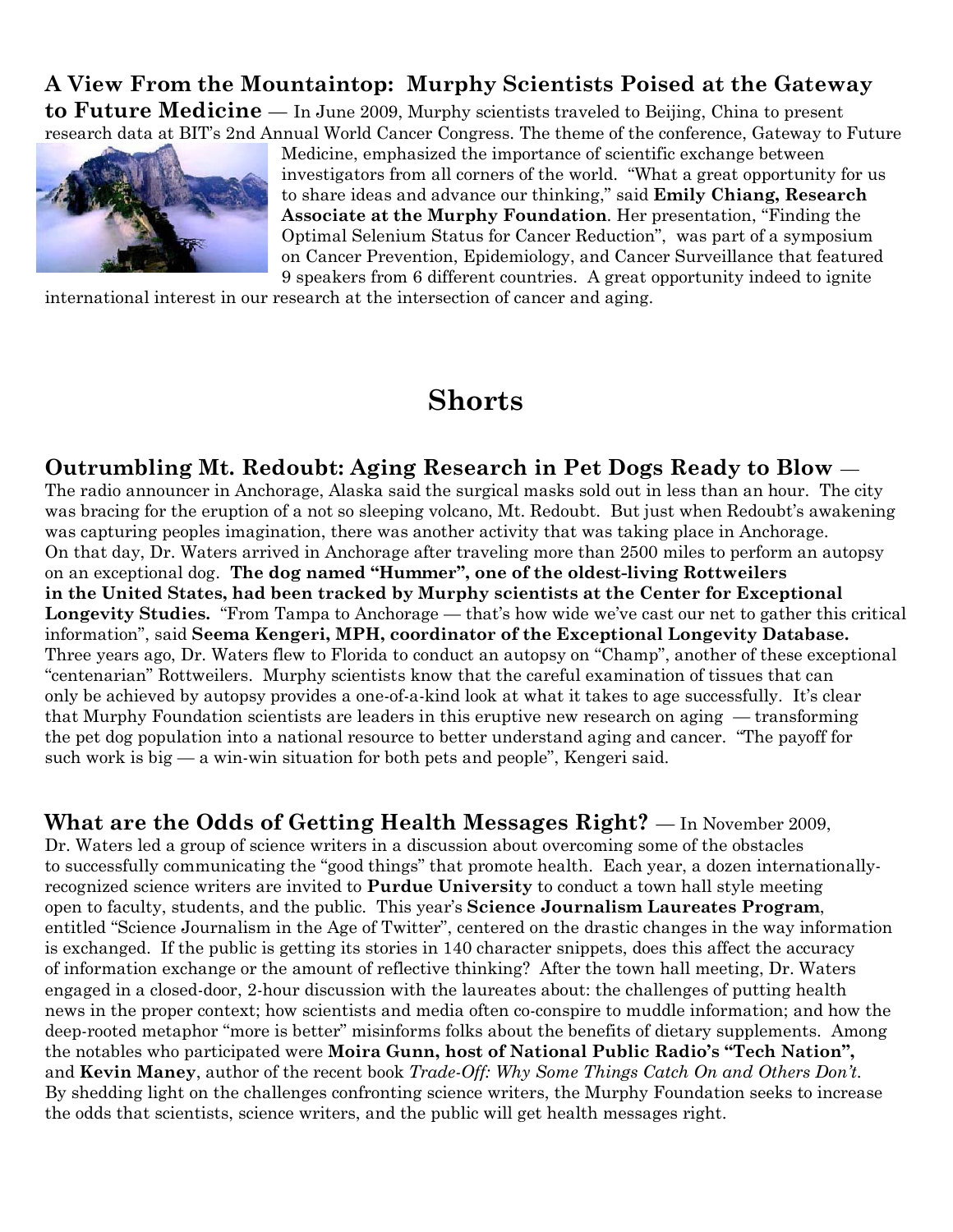**A View From the Mountaintop: Murphy Scientists Poised at the Gateway to Future Medicine** — In June 2009, Murphy scientists traveled to Beijing, China to present research data at BIT's 2nd Annual World Cancer Congress. The theme of the conference, Gateway to Future Medicine, emphasized the importance of scientific exchange between investigators from all corners of the world. "What a great opportunity for us to share ideas and advance our thinking," said **Emily Chiang, Research Associate at the Murphy Foundation**. Her presentation, "Finding the Optimal Selenium Status for Cancer Reduction", was part of a symposium on Cancer Prevention, Epidemiology, and Cancer Surveillance that featured 9 speakers from 6 different countries. A great opportunity indeed to ignite international interest in our research at the intersection of cancer and aging.

# Shorts

**Outrumbling Mt. Redoubt: Aging Research in Pet Dogs Ready to Blow** — The radio announcer in Anchorage, Alaska said the surgical masks sold out in less than an hour. The city was bracing for the eruption of a not so sleeping volcano, Mt. Redoubt. But just when Redoubt's awakening was capturing peoples imagination, there was another activity that was taking place in Anchorage. On that day, Dr. Waters arrived in Anchorage after traveling more than 2500 miles to perform an autopsy on an exceptional dog. **The dog named "Hummer", one of the oldest-living Rottweilers in the United States, had been tracked by Murphy scientists at the Center for Exceptional Longevity Studies.** "From Tampa to Anchorage — that's how wide we've cast our net to gather this critical information", said **Seema Kengeri, MPH, coordinator of the Exceptional Longevity Database.** Three years ago, Dr. Waters flew to Florida to conduct an autopsy on "Champ", another of these exceptional "centenarian" Rottweilers. Murphy scientists know that the careful examination of tissues that can only be achieved by autopsy provides a one-of-a-kind look at what it takes to age successfully. It's clear that Murphy Foundation scientists are leaders in this eruptive new research on aging — transforming the pet dog population into a national resource to better understand aging and cancer. "The payoff for such work is big — a win-win situation for both pets and people", Kengeri said.

**What are the Odds of Getting Health Messages Right?** — In November 2009, Dr. Waters led a group of science writers in a discussion about overcoming some of the obstacles to successfully communicating the "good things" that promote health. Each year, a dozen internationally-recognized science writers are invited to **Purdue University** to conduct a town hall style meeting open to faculty, students, and the public. This year's **Science Journalism Laureates Program**, entitled "Science Journalism in the Age of Twitter", centered on the drastic changes in the way information is exchanged. If the public is getting its stories in 140 character snippets, does this affect the accuracy of information exchange or the amount of reflective thinking? After the town hall meeting, Dr. Waters engaged in a closed-door, 2-hour discussion with the laureates about: the challenges of putting health news in the proper context; how scientists and media often co-conspire to muddle information; and how the deep-rooted metaphor "more is better" misinforms folks about the benefits of dietary supplements. Among the notables who participated were **Moira Gunn, host of National Public Radio's "Tech Nation",** and **Kevin Maney**, author of the recent book *Trade-Off: Why Some Things Catch On and Others Don't*. By shedding light on the challenges confronting science writers, the Murphy Foundation seeks to increase the odds that scientists, science writers, and the public will get health messages right.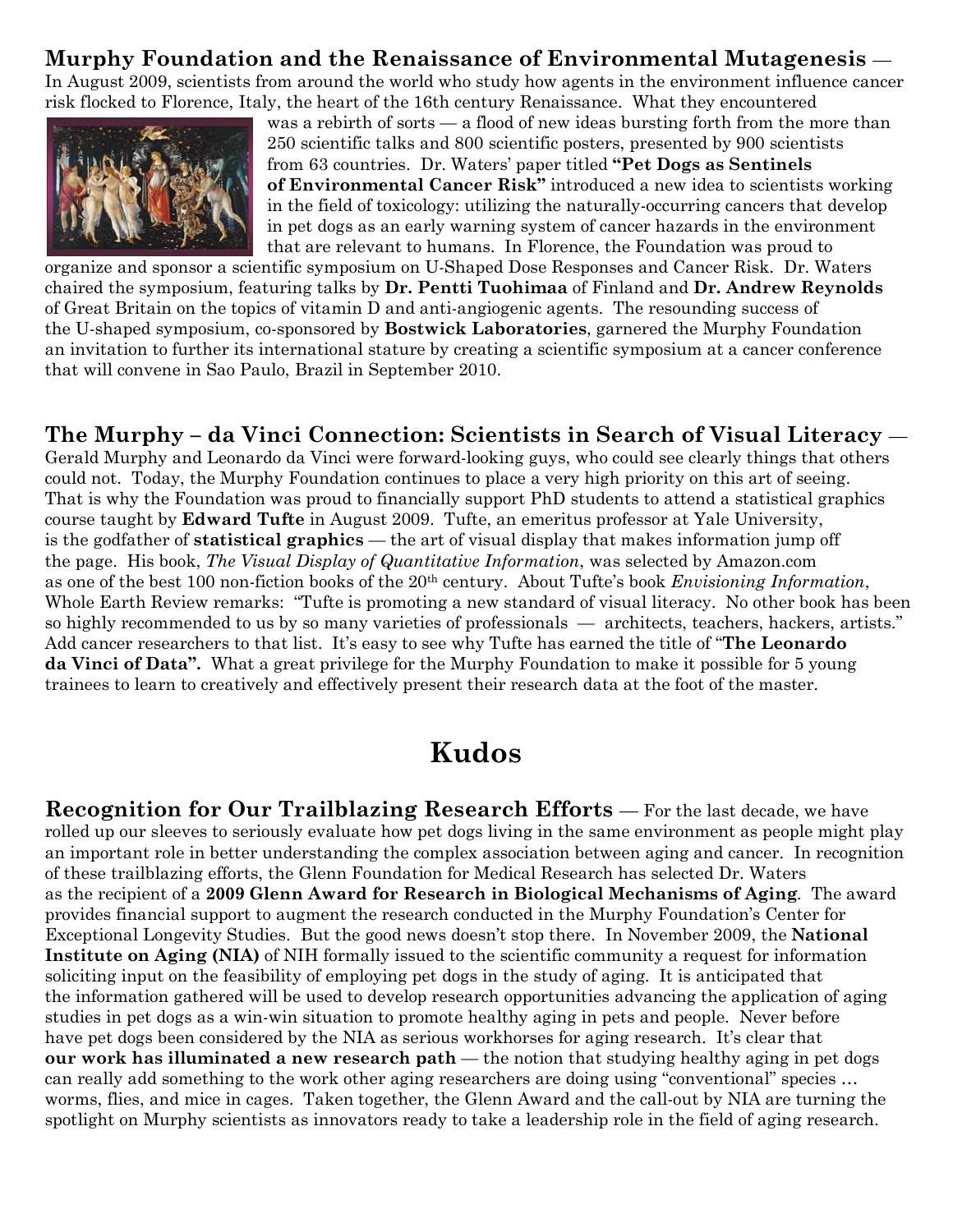**Murphy Foundation and the Renaissance of Environmental Mutagenesis** — In August 2009, scientists from around the world who study how agents in the environment influence cancer risk flocked to Florence, Italy, the heart of the 16th century Renaissance. What they encountered was a rebirth of sorts — a flood of new ideas bursting forth from the more than 250 scientific talks and 800 scientific posters, presented by 900 scientists from 63 countries. Dr. Waters' paper titled **"Pet Dogs as Sentinels of Environmental Cancer Risk"** introduced a new idea to scientists working in the field of toxicology: utilizing the naturally-occurring cancers that develop in pet dogs as an early warning system of cancer hazards in the environment that are relevant to humans. In Florence, the Foundation was proud to organize and sponsor a scientific symposium on U-Shaped Dose Responses and Cancer Risk. Dr. Waters chaired the symposium, featuring talks by **Dr. Pentti Tuohimaa** of Finland and **Dr. Andrew Reynolds** of Great Britain on the topics of vitamin D and anti-angiogenic agents. The resounding success of the U-shaped symposium, co-sponsored by **Bostwick Laboratories**, garnered the Murphy Foundation an invitation to further its international stature by creating a scientific symposium at a cancer conference that will convene in Sao Paulo, Brazil in September 2010.

**The Murphy – da Vinci Connection: Scientists in Search of Visual Literacy** — Gerald Murphy and Leonardo da Vinci were forward-looking guys, who could see clearly things that others could not. Today, the Murphy Foundation continues to place a very high priority on this art of seeing. That is why the Foundation was proud to financially support PhD students to attend a statistical graphics course taught by **Edward Tufte** in August 2009. Tufte, an emeritus professor at Yale University, is the godfather of **statistical graphics** — the art of visual display that makes information jump off the page. His book, *The Visual Display of Quantitative Information*, was selected by Amazon.com as one of the best 100 non-fiction books of the 20th century. About Tufte's book *Envisioning Information*, Whole Earth Review remarks: "Tufte is promoting a new standard of visual literacy. No other book has been so highly recommended to us by so many varieties of professionals — architects, teachers, hackers, artists." Add cancer researchers to that list. It's easy to see why Tufte has earned the title of "**The Leonardo da Vinci of Data".** What a great privilege for the Murphy Foundation to make it possible for 5 young trainees to learn to creatively and effectively present their research data at the foot of the master.

# Kudos

**Recognition for Our Trailblazing Research Efforts** — For the last decade, we have rolled up our sleeves to seriously evaluate how pet dogs living in the same environment as people might play an important role in better understanding the complex association between aging and cancer. In recognition of these trailblazing efforts, the Glenn Foundation for Medical Research has selected Dr. Waters as the recipient of a **2009 Glenn Award for Research in Biological Mechanisms of Aging**. The award provides financial support to augment the research conducted in the Murphy Foundation's Center for Exceptional Longevity Studies. But the good news doesn't stop there. In November 2009, the **National Institute on Aging (NIA)** of NIH formally issued to the scientific community a request for information soliciting input on the feasibility of employing pet dogs in the study of aging. It is anticipated that the information gathered will be used to develop research opportunities advancing the application of aging studies in pet dogs as a win-win situation to promote healthy aging in pets and people. Never before have pet dogs been considered by the NIA as serious workhorses for aging research. It's clear that **our work has illuminated a new research path** — the notion that studying healthy aging in pet dogs can really add something to the work other aging researchers are doing using "conventional" species … worms, flies, and mice in cages. Taken together, the Glenn Award and the call-out by NIA are turning the spotlight on Murphy scientists as innovators ready to take a leadership role in the field of aging research.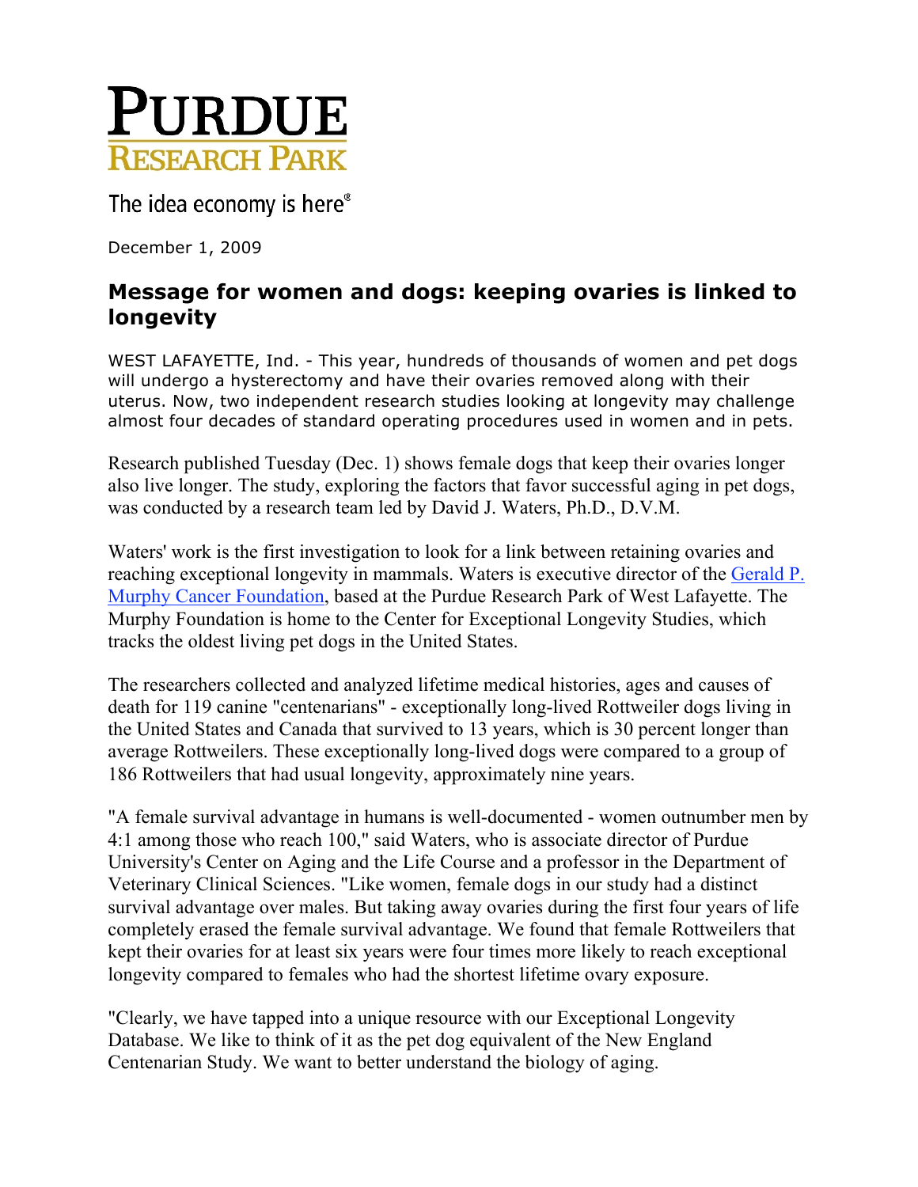PURDUE
RESEARCH PARK

The idea economy is here®

December 1, 2009

## Message for women and dogs: keeping ovaries is linked to longevity

WEST LAFAYETTE, Ind. - This year, hundreds of thousands of women and pet dogs will undergo a hysterectomy and have their ovaries removed along with their uterus. Now, two independent research studies looking at longevity may challenge almost four decades of standard operating procedures used in women and in pets.

Research published Tuesday (Dec. 1) shows female dogs that keep their ovaries longer also live longer. The study, exploring the factors that favor successful aging in pet dogs, was conducted by a research team led by David J. Waters, Ph.D., D.V.M.

Waters' work is the first investigation to look for a link between retaining ovaries and reaching exceptional longevity in mammals. Waters is executive director of the Gerald P. Murphy Cancer Foundation, based at the Purdue Research Park of West Lafayette. The Murphy Foundation is home to the Center for Exceptional Longevity Studies, which tracks the oldest living pet dogs in the United States.

The researchers collected and analyzed lifetime medical histories, ages and causes of death for 119 canine "centenarians" - exceptionally long-lived Rottweiler dogs living in the United States and Canada that survived to 13 years, which is 30 percent longer than average Rottweilers. These exceptionally long-lived dogs were compared to a group of 186 Rottweilers that had usual longevity, approximately nine years.

"A female survival advantage in humans is well-documented - women outnumber men by 4:1 among those who reach 100," said Waters, who is associate director of Purdue University's Center on Aging and the Life Course and a professor in the Department of Veterinary Clinical Sciences. "Like women, female dogs in our study had a distinct survival advantage over males. But taking away ovaries during the first four years of life completely erased the female survival advantage. We found that female Rottweilers that kept their ovaries for at least six years were four times more likely to reach exceptional longevity compared to females who had the shortest lifetime ovary exposure.

"Clearly, we have tapped into a unique resource with our Exceptional Longevity Database. We like to think of it as the pet dog equivalent of the New England Centenarian Study. We want to better understand the biology of aging.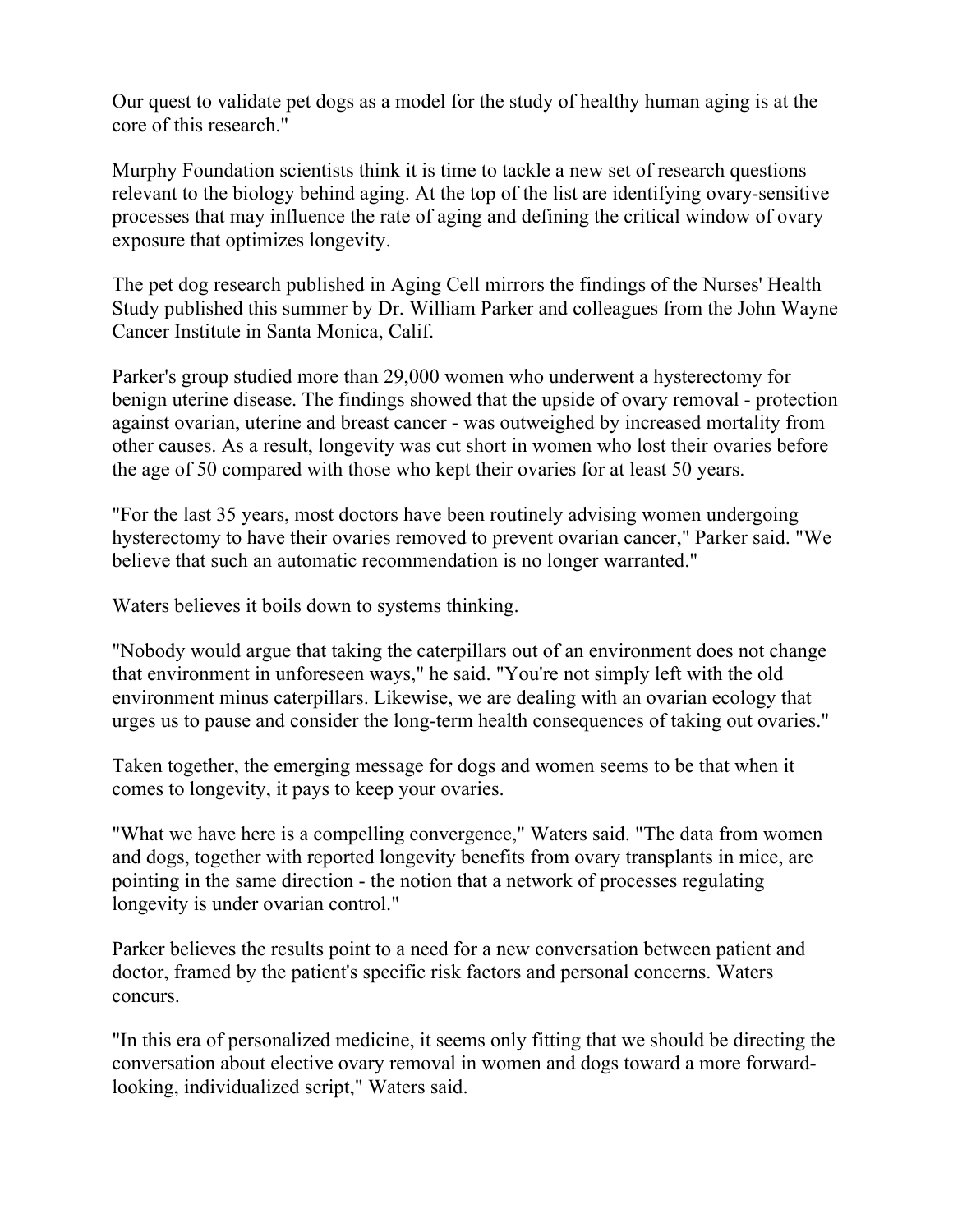Our quest to validate pet dogs as a model for the study of healthy human aging is at the core of this research."

Murphy Foundation scientists think it is time to tackle a new set of research questions relevant to the biology behind aging. At the top of the list are identifying ovary-sensitive processes that may influence the rate of aging and defining the critical window of ovary exposure that optimizes longevity.

The pet dog research published in Aging Cell mirrors the findings of the Nurses' Health Study published this summer by Dr. William Parker and colleagues from the John Wayne Cancer Institute in Santa Monica, Calif.

Parker's group studied more than 29,000 women who underwent a hysterectomy for benign uterine disease. The findings showed that the upside of ovary removal - protection against ovarian, uterine and breast cancer - was outweighed by increased mortality from other causes. As a result, longevity was cut short in women who lost their ovaries before the age of 50 compared with those who kept their ovaries for at least 50 years.

"For the last 35 years, most doctors have been routinely advising women undergoing hysterectomy to have their ovaries removed to prevent ovarian cancer," Parker said. "We believe that such an automatic recommendation is no longer warranted."

Waters believes it boils down to systems thinking.

"Nobody would argue that taking the caterpillars out of an environment does not change that environment in unforeseen ways," he said. "You're not simply left with the old environment minus caterpillars. Likewise, we are dealing with an ovarian ecology that urges us to pause and consider the long-term health consequences of taking out ovaries."

Taken together, the emerging message for dogs and women seems to be that when it comes to longevity, it pays to keep your ovaries.

"What we have here is a compelling convergence," Waters said. "The data from women and dogs, together with reported longevity benefits from ovary transplants in mice, are pointing in the same direction - the notion that a network of processes regulating longevity is under ovarian control."

Parker believes the results point to a need for a new conversation between patient and doctor, framed by the patient's specific risk factors and personal concerns. Waters concurs.

"In this era of personalized medicine, it seems only fitting that we should be directing the conversation about elective ovary removal in women and dogs toward a more forward-looking, individualized script," Waters said.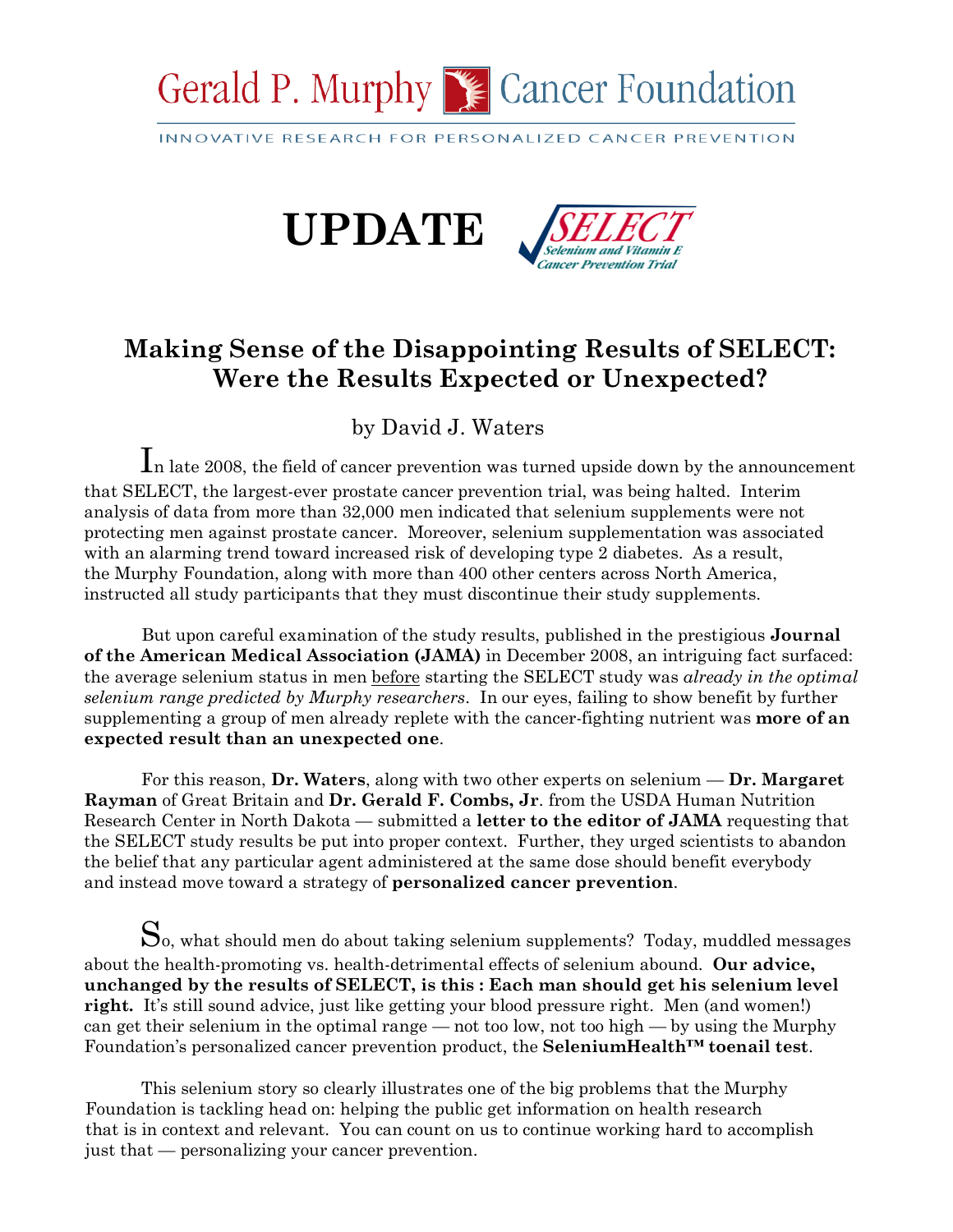Gerald P. Murphy Cancer Foundation

INNOVATIVE RESEARCH FOR PERSONALIZED CANCER PREVENTION

# UPDATE

SELECT
Selenium and Vitamin E Cancer Prevention Trial

## Making Sense of the Disappointing Results of SELECT: Were the Results Expected or Unexpected?

by David J. Waters

In late 2008, the field of cancer prevention was turned upside down by the announcement that SELECT, the largest-ever prostate cancer prevention trial, was being halted. Interim analysis of data from more than 32,000 men indicated that selenium supplements were not protecting men against prostate cancer. Moreover, selenium supplementation was associated with an alarming trend toward increased risk of developing type 2 diabetes. As a result, the Murphy Foundation, along with more than 400 other centers across North America, instructed all study participants that they must discontinue their study supplements.

But upon careful examination of the study results, published in the prestigious **Journal of the American Medical Association (JAMA)** in December 2008, an intriguing fact surfaced: the average selenium status in men before starting the SELECT study was *already in the optimal selenium range predicted by Murphy researchers*. In our eyes, failing to show benefit by further supplementing a group of men already replete with the cancer-fighting nutrient was **more of an expected result than an unexpected one**.

For this reason, **Dr. Waters**, along with two other experts on selenium — **Dr. Margaret Rayman** of Great Britain and **Dr. Gerald F. Combs, Jr**. from the USDA Human Nutrition Research Center in North Dakota — submitted a **letter to the editor of JAMA** requesting that the SELECT study results be put into proper context. Further, they urged scientists to abandon the belief that any particular agent administered at the same dose should benefit everybody and instead move toward a strategy of **personalized cancer prevention**.

So, what should men do about taking selenium supplements? Today, muddled messages about the health-promoting vs. health-detrimental effects of selenium abound. **Our advice, unchanged by the results of SELECT, is this : Each man should get his selenium level right.** It's still sound advice, just like getting your blood pressure right. Men (and women!) can get their selenium in the optimal range — not too low, not too high — by using the Murphy Foundation's personalized cancer prevention product, the **SeleniumHealth™ toenail test**.

This selenium story so clearly illustrates one of the big problems that the Murphy Foundation is tackling head on: helping the public get information on health research that is in context and relevant. You can count on us to continue working hard to accomplish just that — personalizing your cancer prevention.